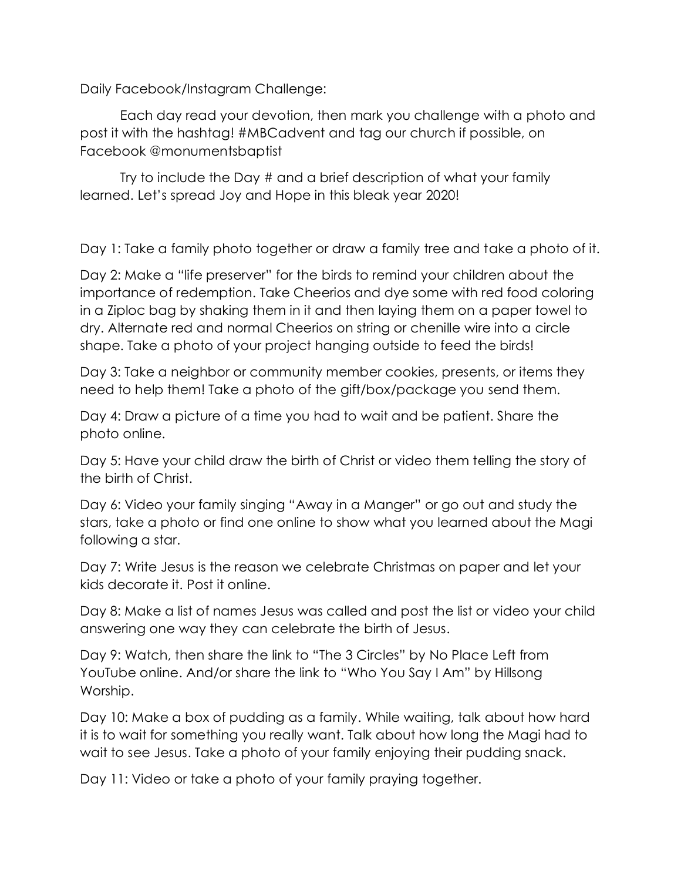Daily Facebook/Instagram Challenge:

Each day read your devotion, then mark you challenge with a photo and post it with the hashtag! #MBCadvent and tag our church if possible, on Facebook @monumentsbaptist

Try to include the Day # and a brief description of what your family learned. Let's spread Joy and Hope in this bleak year 2020!

Day 1: Take a family photo together or draw a family tree and take a photo of it.

Day 2: Make a "life preserver" for the birds to remind your children about the importance of redemption. Take Cheerios and dye some with red food coloring in a Ziploc bag by shaking them in it and then laying them on a paper towel to dry. Alternate red and normal Cheerios on string or chenille wire into a circle shape. Take a photo of your project hanging outside to feed the birds!

Day 3: Take a neighbor or community member cookies, presents, or items they need to help them! Take a photo of the gift/box/package you send them.

Day 4: Draw a picture of a time you had to wait and be patient. Share the photo online.

Day 5: Have your child draw the birth of Christ or video them telling the story of the birth of Christ.

Day 6: Video your family singing "Away in a Manger" or go out and study the stars, take a photo or find one online to show what you learned about the Magi following a star.

Day 7: Write Jesus is the reason we celebrate Christmas on paper and let your kids decorate it. Post it online.

Day 8: Make a list of names Jesus was called and post the list or video your child answering one way they can celebrate the birth of Jesus.

Day 9: Watch, then share the link to "The 3 Circles" by No Place Left from YouTube online. And/or share the link to "Who You Say I Am" by Hillsong Worship.

Day 10: Make a box of pudding as a family. While waiting, talk about how hard it is to wait for something you really want. Talk about how long the Magi had to wait to see Jesus. Take a photo of your family enjoying their pudding snack.

Day 11: Video or take a photo of your family praying together.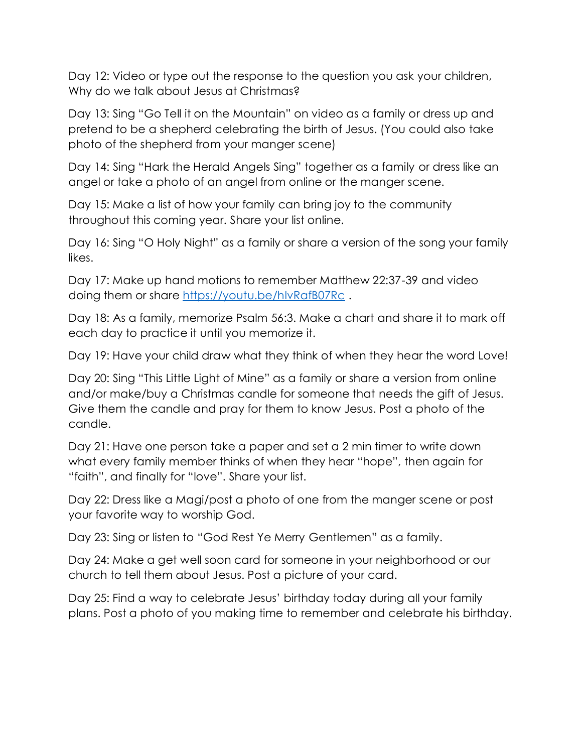Day 12: Video or type out the response to the question you ask your children, Why do we talk about Jesus at Christmas?

Day 13: Sing "Go Tell it on the Mountain" on video as a family or dress up and pretend to be a shepherd celebrating the birth of Jesus. (You could also take photo of the shepherd from your manger scene)

Day 14: Sing "Hark the Herald Angels Sing" together as a family or dress like an angel or take a photo of an angel from online or the manger scene.

Day 15: Make a list of how your family can bring joy to the community throughout this coming year. Share your list online.

Day 16: Sing "O Holy Night" as a family or share a version of the song your family likes.

Day 17: Make up hand motions to remember Matthew 22:37-39 and video doing them or share https://youtu.be/hIvRafB07Rc .

Day 18: As a family, memorize Psalm 56:3. Make a chart and share it to mark off each day to practice it until you memorize it.

Day 19: Have your child draw what they think of when they hear the word Love!

Day 20: Sing "This Little Light of Mine" as a family or share a version from online and/or make/buy a Christmas candle for someone that needs the gift of Jesus. Give them the candle and pray for them to know Jesus. Post a photo of the candle.

Day 21: Have one person take a paper and set a 2 min timer to write down what every family member thinks of when they hear "hope", then again for "faith", and finally for "love". Share your list.

Day 22: Dress like a Magi/post a photo of one from the manger scene or post your favorite way to worship God.

Day 23: Sing or listen to "God Rest Ye Merry Gentlemen" as a family.

Day 24: Make a get well soon card for someone in your neighborhood or our church to tell them about Jesus. Post a picture of your card.

Day 25: Find a way to celebrate Jesus' birthday today during all your family plans. Post a photo of you making time to remember and celebrate his birthday.